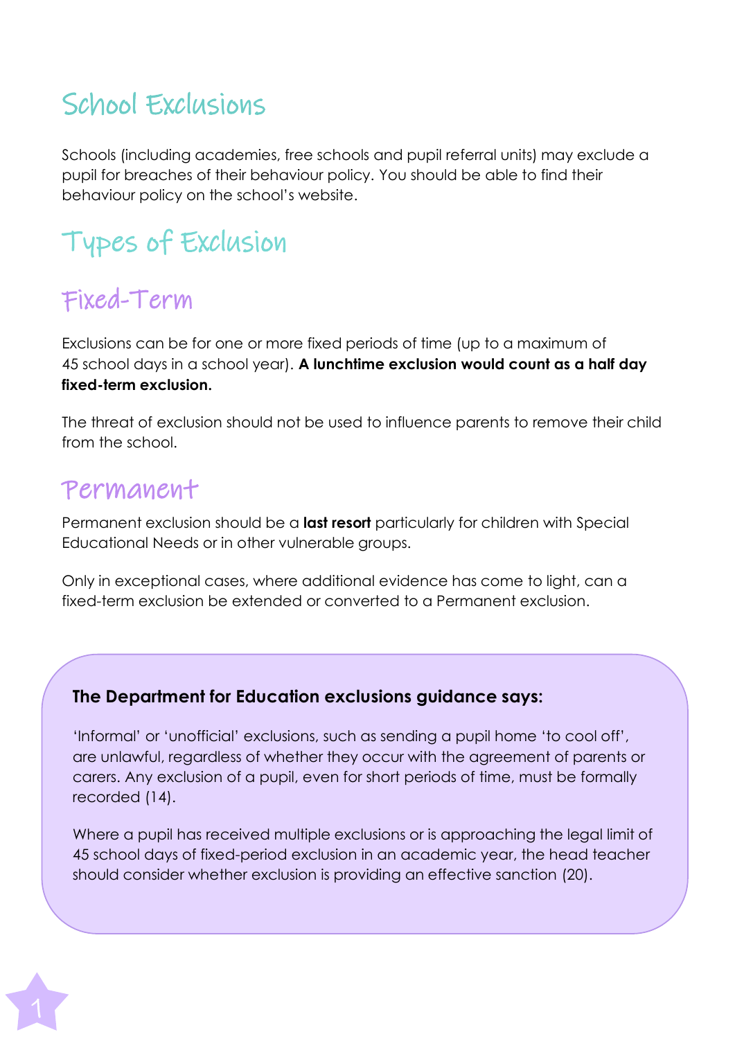# School Exclusions

Schools (including academies, free schools and pupil referral units) may exclude a pupil for breaches of their behaviour policy. You should be able to find their behaviour policy on the school's website.

# Types of Exclusion

## Fixed-Term

Exclusions can be for one or more fixed periods of time (up to a maximum of 45 school days in a school year). **A lunchtime exclusion would count as a half day fixed-term exclusion.**

The threat of exclusion should not be used to influence parents to remove their child from the school.

## Permanent

Permanent exclusion should be a **last resort** particularly for children with Special Educational Needs or in other vulnerable groups.

Only in exceptional cases, where additional evidence has come to light, can a fixed-term exclusion be extended or converted to a Permanent exclusion.

**The Department for Education exclusions guidance says:**

'Informal' or 'unofficial' exclusions, such as sending a pupil home 'to cool off', are unlawful, regardless of whether they occur with the agreement of parents or carers. Any exclusion of a pupil, even for short periods of time, must be formally recorded (14).

Where a pupil has received multiple exclusions or is approaching the legal limit of 45 school days of fixed-period exclusion in an academic year, the head teacher should consider whether exclusion is providing an effective sanction (20).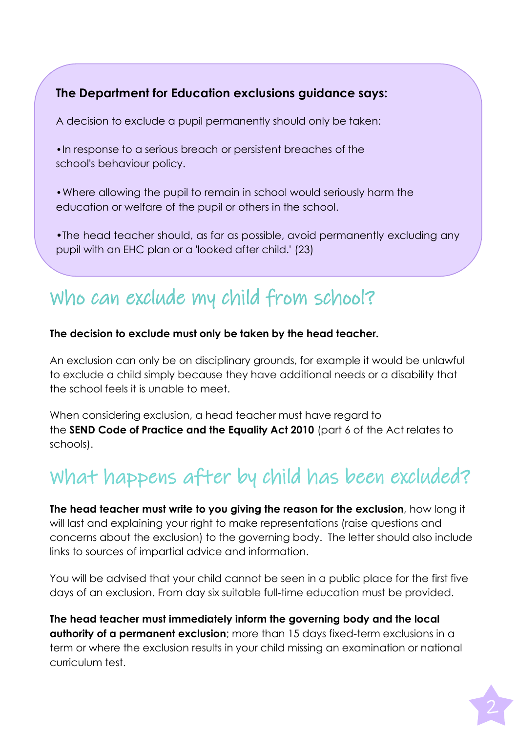**The Department for Education exclusions guidance says:**

A decision to exclude a pupil permanently should only be taken:

- In response to a serious breach or persistent breaches of the school's behaviour policy.
- Where allowing the pupil to remain in school would seriously harm the education or welfare of the pupil or others in the school.
- The head teacher should, as far as possible, avoid permanently excluding any pupil with an EHC plan or a 'looked after child.' (23)

## Who can exclude my child from school?

**The decision to exclude must only be taken by the head teacher.**

An exclusion can only be on disciplinary grounds, for example it would be unlawful to exclude a child simply because they have additional needs or a disability that the school feels it is unable to meet.

When considering exclusion, a head teacher must have regard to the **SEND Code of Practice and the Equality Act 2010** (part 6 of the Act relates to schools).

## What happens after by child has been excluded?

**The head teacher must write to you giving the reason for the exclusion**, how long it will last and explaining your right to make representations (raise questions and concerns about the exclusion) to the governing body. The letter should also include links to sources of impartial advice and information.

You will be advised that your child cannot be seen in a public place for the first five days of an exclusion. From day six suitable full-time education must be provided.

**The head teacher must immediately inform the governing body and the local authority of a permanent exclusion**; more than 15 days fixed-term exclusions in a term or where the exclusion results in your child missing an examination or national curriculum test.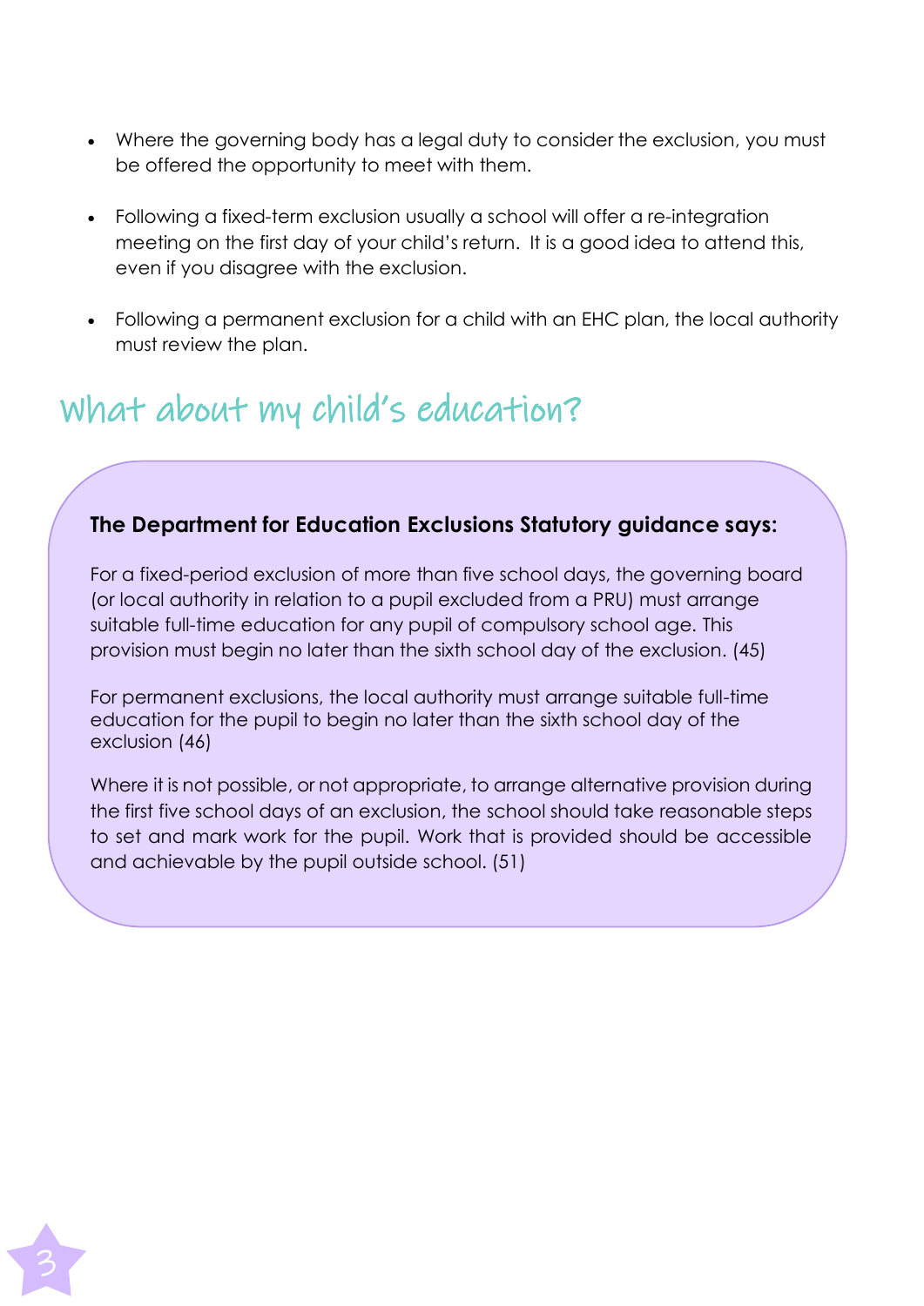- Where the governing body has a legal duty to consider the exclusion, you must be offered the opportunity to meet with them.

- Following a fixed-term exclusion usually a school will offer a re-integration meeting on the first day of your child's return. It is a good idea to attend this, even if you disagree with the exclusion.

- Following a permanent exclusion for a child with an EHC plan, the local authority must review the plan.

## What about my child's education?

**The Department for Education Exclusions Statutory guidance says:**

For a fixed-period exclusion of more than five school days, the governing board (or local authority in relation to a pupil excluded from a PRU) must arrange suitable full-time education for any pupil of compulsory school age. This provision must begin no later than the sixth school day of the exclusion. (45)

For permanent exclusions, the local authority must arrange suitable full-time education for the pupil to begin no later than the sixth school day of the exclusion (46)

Where it is not possible, or not appropriate, to arrange alternative provision during the first five school days of an exclusion, the school should take reasonable steps to set and mark work for the pupil. Work that is provided should be accessible and achievable by the pupil outside school. (51)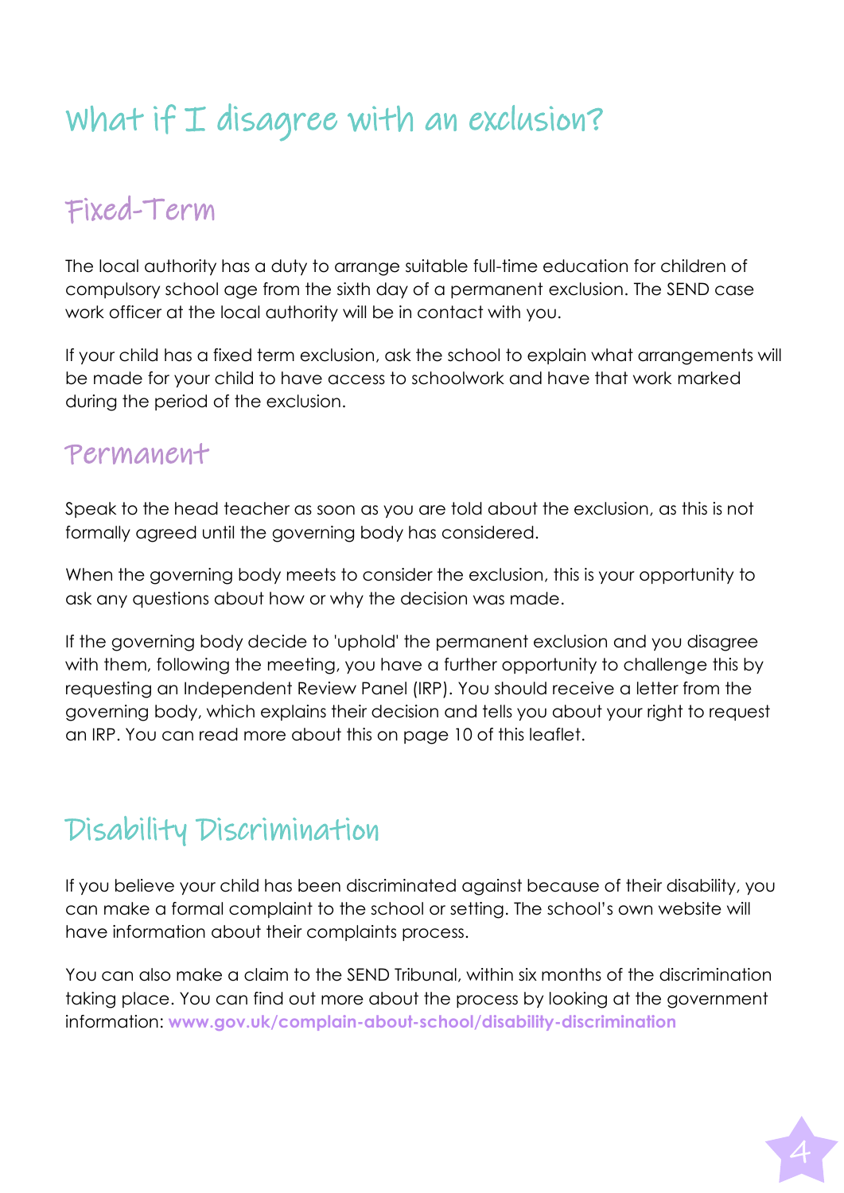# What if I disagree with an exclusion?

## Fixed-Term

The local authority has a duty to arrange suitable full-time education for children of compulsory school age from the sixth day of a permanent exclusion. The SEND case work officer at the local authority will be in contact with you.

If your child has a fixed term exclusion, ask the school to explain what arrangements will be made for your child to have access to schoolwork and have that work marked during the period of the exclusion.

## Permanent

Speak to the head teacher as soon as you are told about the exclusion, as this is not formally agreed until the governing body has considered.

When the governing body meets to consider the exclusion, this is your opportunity to ask any questions about how or why the decision was made.

If the governing body decide to 'uphold' the permanent exclusion and you disagree with them, following the meeting, you have a further opportunity to challenge this by requesting an Independent Review Panel (IRP). You should receive a letter from the governing body, which explains their decision and tells you about your right to request an IRP. You can read more about this on page 10 of this leaflet.

## Disability Discrimination

If you believe your child has been discriminated against because of their disability, you can make a formal complaint to the school or setting. The school's own website will have information about their complaints process.

You can also make a claim to the SEND Tribunal, within six months of the discrimination taking place. You can find out more about the process by looking at the government information: **www.gov.uk/complain-about-school/disability-discrimination**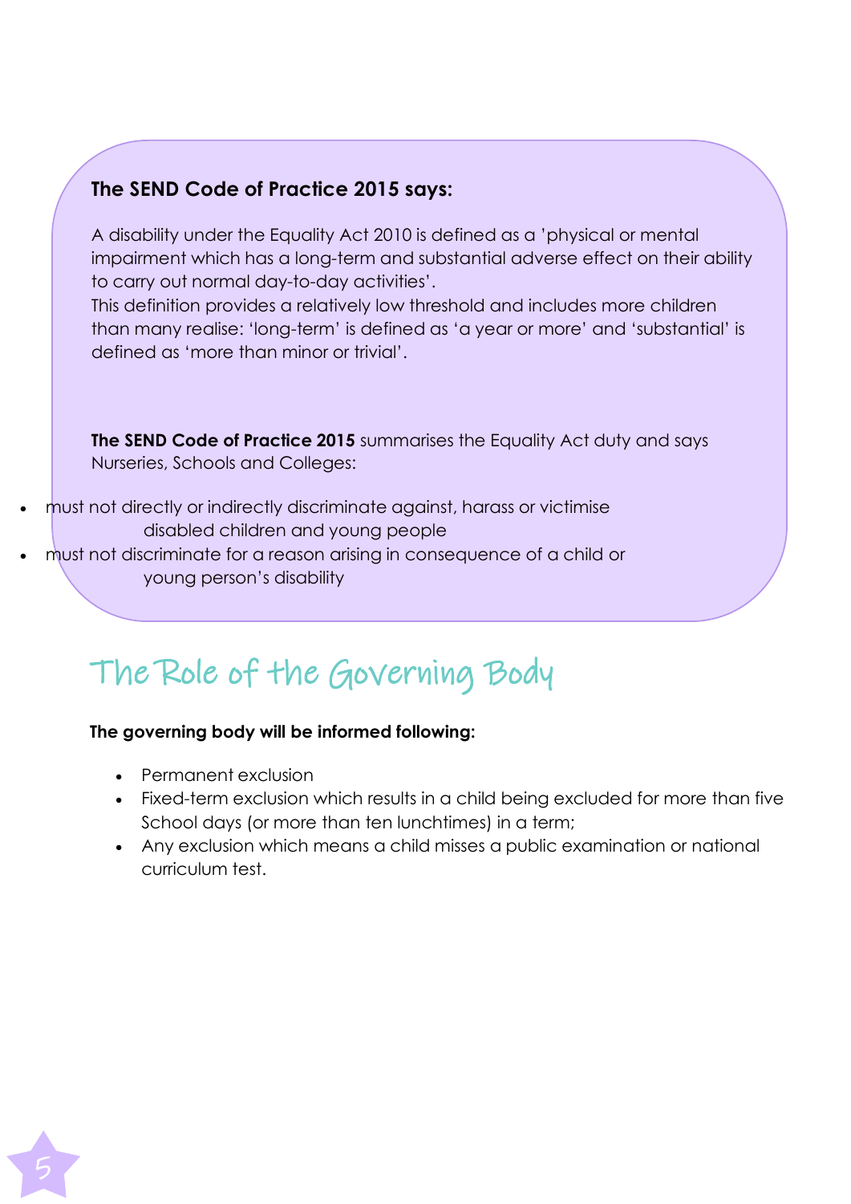**The SEND Code of Practice 2015 says:**

A disability under the Equality Act 2010 is defined as a 'physical or mental impairment which has a long-term and substantial adverse effect on their ability to carry out normal day-to-day activities'.
This definition provides a relatively low threshold and includes more children than many realise: 'long-term' is defined as 'a year or more' and 'substantial' is defined as 'more than minor or trivial'.

**The SEND Code of Practice 2015** summarises the Equality Act duty and says Nurseries, Schools and Colleges:

- must not directly or indirectly discriminate against, harass or victimise disabled children and young people
- must not discriminate for a reason arising in consequence of a child or young person's disability

## The Role of the Governing Body

**The governing body will be informed following:**

- Permanent exclusion
- Fixed-term exclusion which results in a child being excluded for more than five School days (or more than ten lunchtimes) in a term;
- Any exclusion which means a child misses a public examination or national curriculum test.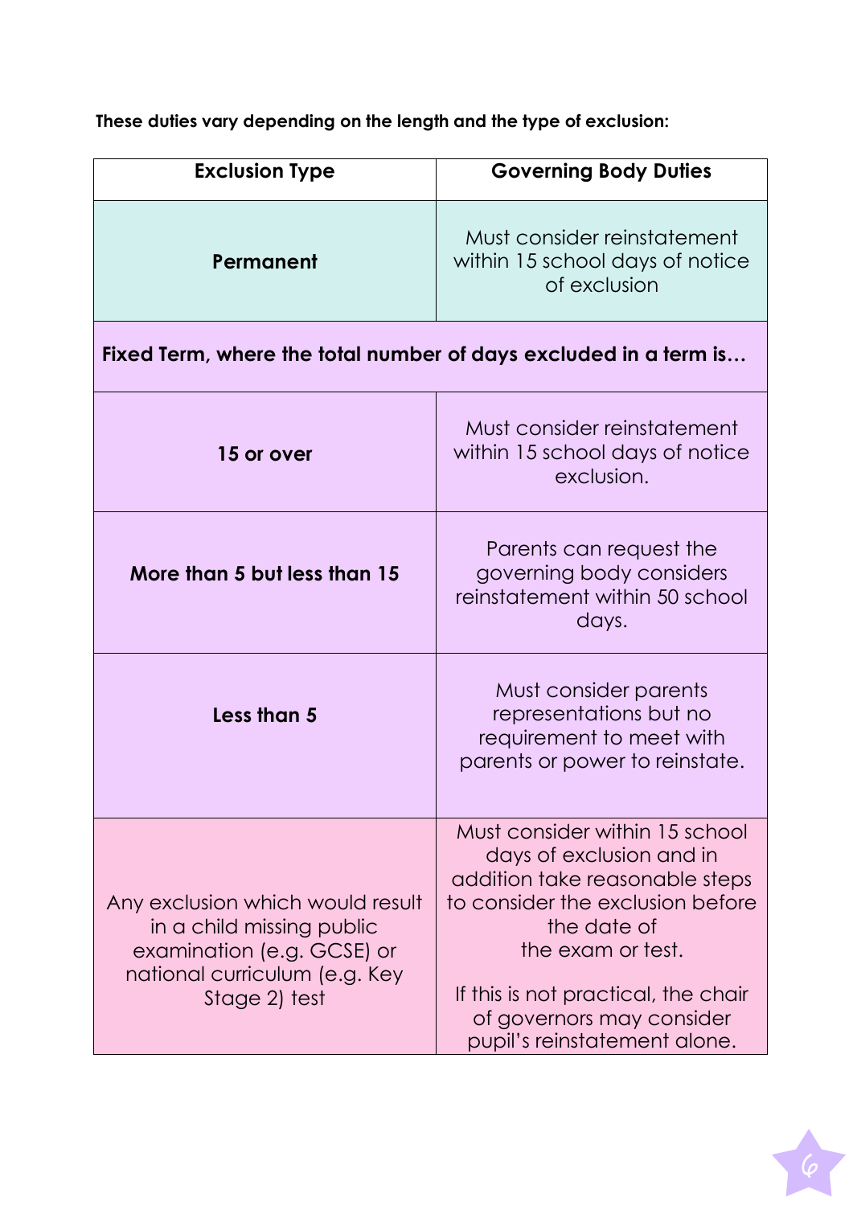**These duties vary depending on the length and the type of exclusion:**

| Exclusion Type | Governing Body Duties |
| --- | --- |
| **Permanent** | Must consider reinstatement within 15 school days of notice of exclusion |
| **Fixed Term, where the total number of days excluded in a term is…** | |
| **15 or over** | Must consider reinstatement within 15 school days of notice exclusion. |
| **More than 5 but less than 15** | Parents can request the governing body considers reinstatement within 50 school days. |
| **Less than 5** | Must consider parents representations but no requirement to meet with parents or power to reinstate. |
| Any exclusion which would result in a child missing public examination (e.g. GCSE) or national curriculum (e.g. Key Stage 2) test | Must consider within 15 school days of exclusion and in addition take reasonable steps to consider the exclusion before the date of the exam or test. If this is not practical, the chair of governors may consider pupil's reinstatement alone. |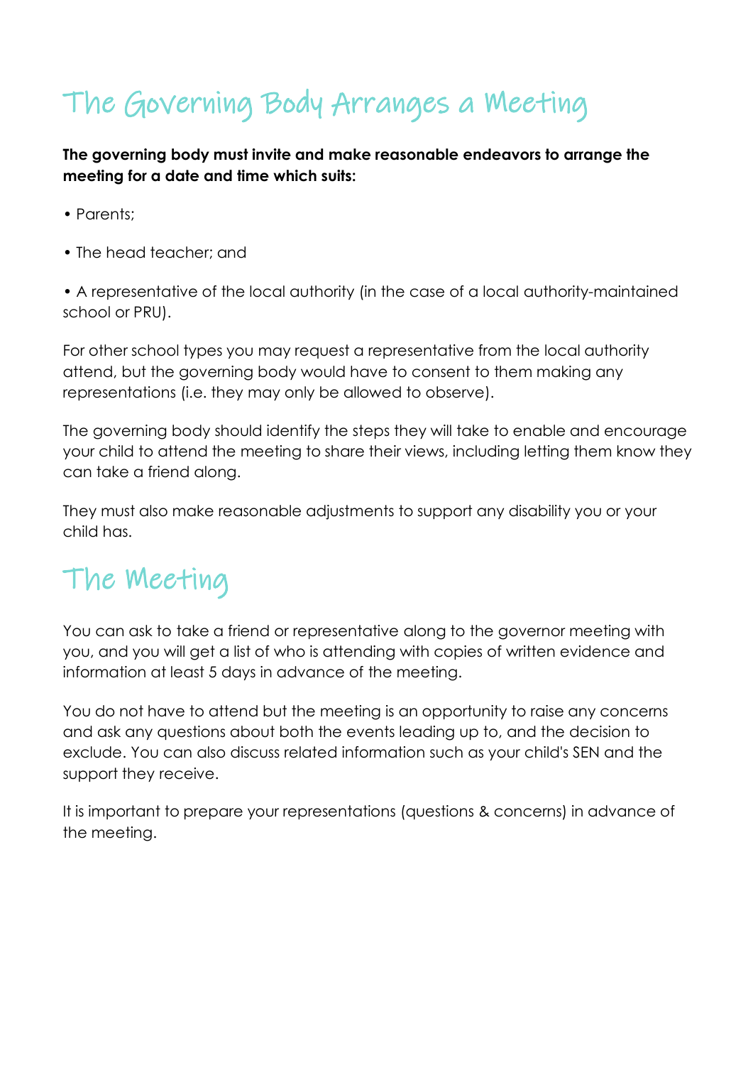## The Governing Body Arranges a Meeting

**The governing body must invite and make reasonable endeavors to arrange the meeting for a date and time which suits:**

- Parents;
- The head teacher; and
- A representative of the local authority (in the case of a local authority-maintained school or PRU).

For other school types you may request a representative from the local authority attend, but the governing body would have to consent to them making any representations (i.e. they may only be allowed to observe).

The governing body should identify the steps they will take to enable and encourage your child to attend the meeting to share their views, including letting them know they can take a friend along.

They must also make reasonable adjustments to support any disability you or your child has.

## The Meeting

You can ask to take a friend or representative along to the governor meeting with you, and you will get a list of who is attending with copies of written evidence and information at least 5 days in advance of the meeting.

You do not have to attend but the meeting is an opportunity to raise any concerns and ask any questions about both the events leading up to, and the decision to exclude. You can also discuss related information such as your child's SEN and the support they receive.

It is important to prepare your representations (questions & concerns) in advance of the meeting.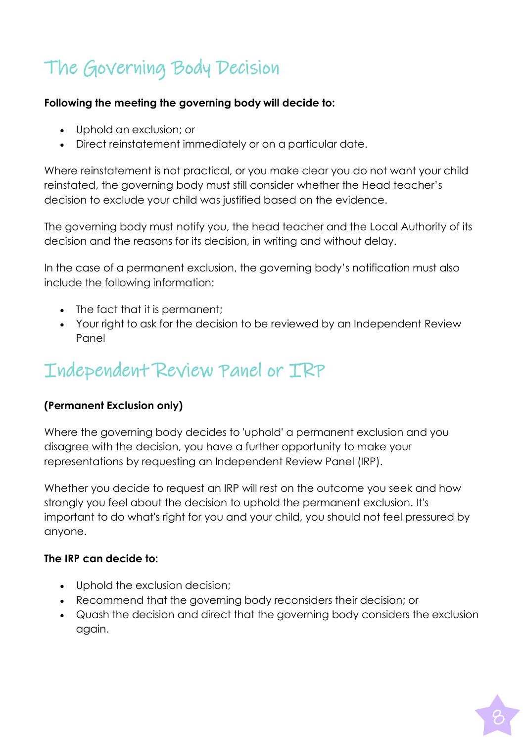## The Governing Body Decision

**Following the meeting the governing body will decide to:**

- Uphold an exclusion; or
- Direct reinstatement immediately or on a particular date.

Where reinstatement is not practical, or you make clear you do not want your child reinstated, the governing body must still consider whether the Head teacher's decision to exclude your child was justified based on the evidence.

The governing body must notify you, the head teacher and the Local Authority of its decision and the reasons for its decision, in writing and without delay.

In the case of a permanent exclusion, the governing body's notification must also include the following information:

- The fact that it is permanent;
- Your right to ask for the decision to be reviewed by an Independent Review Panel

## Independent Review Panel or IRP

**(Permanent Exclusion only)**

Where the governing body decides to 'uphold' a permanent exclusion and you disagree with the decision, you have a further opportunity to make your representations by requesting an Independent Review Panel (IRP).

Whether you decide to request an IRP will rest on the outcome you seek and how strongly you feel about the decision to uphold the permanent exclusion. It's important to do what's right for you and your child, you should not feel pressured by anyone.

**The IRP can decide to:**

- Uphold the exclusion decision;
- Recommend that the governing body reconsiders their decision; or
- Quash the decision and direct that the governing body considers the exclusion again.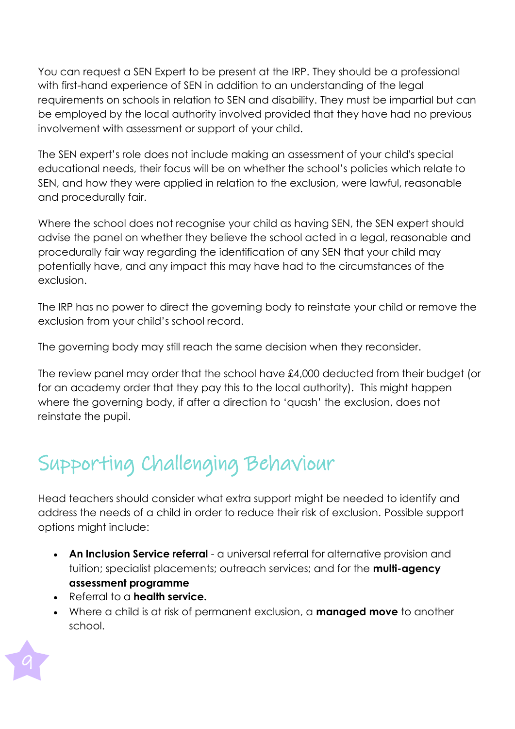You can request a SEN Expert to be present at the IRP. They should be a professional with first-hand experience of SEN in addition to an understanding of the legal requirements on schools in relation to SEN and disability. They must be impartial but can be employed by the local authority involved provided that they have had no previous involvement with assessment or support of your child.

The SEN expert's role does not include making an assessment of your child's special educational needs, their focus will be on whether the school's policies which relate to SEN, and how they were applied in relation to the exclusion, were lawful, reasonable and procedurally fair.

Where the school does not recognise your child as having SEN, the SEN expert should advise the panel on whether they believe the school acted in a legal, reasonable and procedurally fair way regarding the identification of any SEN that your child may potentially have, and any impact this may have had to the circumstances of the exclusion.

The IRP has no power to direct the governing body to reinstate your child or remove the exclusion from your child's school record.

The governing body may still reach the same decision when they reconsider.

The review panel may order that the school have £4,000 deducted from their budget (or for an academy order that they pay this to the local authority). This might happen where the governing body, if after a direction to 'quash' the exclusion, does not reinstate the pupil.

## Supporting Challenging Behaviour

Head teachers should consider what extra support might be needed to identify and address the needs of a child in order to reduce their risk of exclusion. Possible support options might include:

- **An Inclusion Service referral** - a universal referral for alternative provision and tuition; specialist placements; outreach services; and for the **multi-agency assessment programme**
- Referral to a **health service.**
- Where a child is at risk of permanent exclusion, a **managed move** to another school.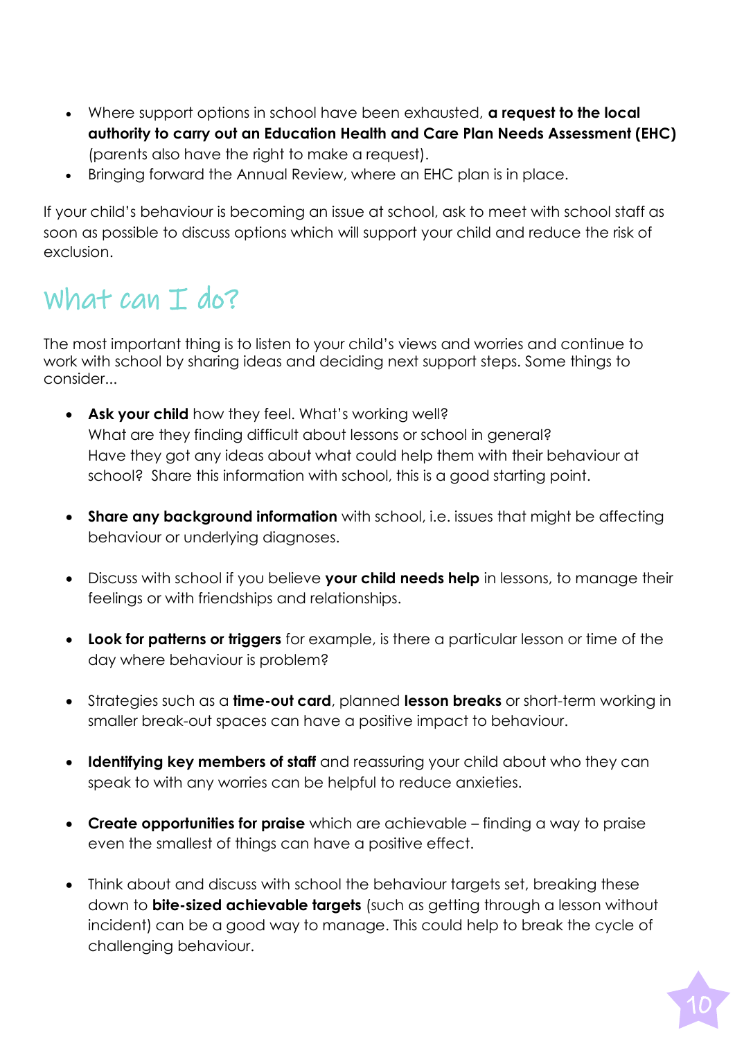- Where support options in school have been exhausted, **a request to the local authority to carry out an Education Health and Care Plan Needs Assessment (EHC)** (parents also have the right to make a request).
- Bringing forward the Annual Review, where an EHC plan is in place.

If your child's behaviour is becoming an issue at school, ask to meet with school staff as soon as possible to discuss options which will support your child and reduce the risk of exclusion.

## What can I do?

The most important thing is to listen to your child's views and worries and continue to work with school by sharing ideas and deciding next support steps. Some things to consider...

- **Ask your child** how they feel. What's working well? What are they finding difficult about lessons or school in general? Have they got any ideas about what could help them with their behaviour at school? Share this information with school, this is a good starting point.

- **Share any background information** with school, i.e. issues that might be affecting behaviour or underlying diagnoses.

- Discuss with school if you believe **your child needs help** in lessons, to manage their feelings or with friendships and relationships.

- **Look for patterns or triggers** for example, is there a particular lesson or time of the day where behaviour is problem?

- Strategies such as a **time-out card**, planned **lesson breaks** or short-term working in smaller break-out spaces can have a positive impact to behaviour.

- **Identifying key members of staff** and reassuring your child about who they can speak to with any worries can be helpful to reduce anxieties.

- **Create opportunities for praise** which are achievable – finding a way to praise even the smallest of things can have a positive effect.

- Think about and discuss with school the behaviour targets set, breaking these down to **bite-sized achievable targets** (such as getting through a lesson without incident) can be a good way to manage. This could help to break the cycle of challenging behaviour.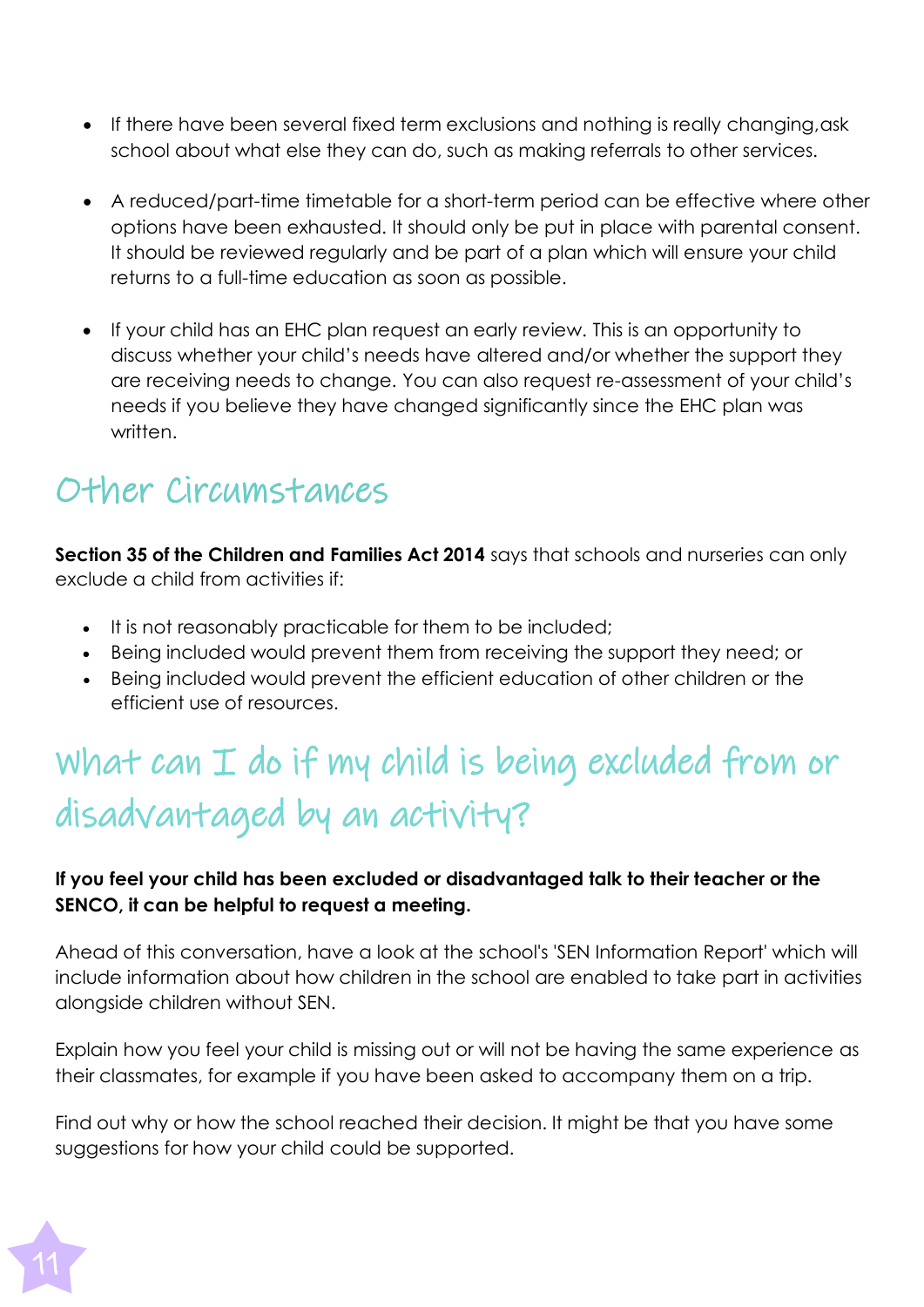- If there have been several fixed term exclusions and nothing is really changing,ask school about what else they can do, such as making referrals to other services.

- A reduced/part-time timetable for a short-term period can be effective where other options have been exhausted. It should only be put in place with parental consent. It should be reviewed regularly and be part of a plan which will ensure your child returns to a full-time education as soon as possible.

- If your child has an EHC plan request an early review. This is an opportunity to discuss whether your child's needs have altered and/or whether the support they are receiving needs to change. You can also request re-assessment of your child's needs if you believe they have changed significantly since the EHC plan was written.

## Other Circumstances

**Section 35 of the Children and Families Act 2014** says that schools and nurseries can only exclude a child from activities if:

- It is not reasonably practicable for them to be included;
- Being included would prevent them from receiving the support they need; or
- Being included would prevent the efficient education of other children or the efficient use of resources.

## What can I do if my child is being excluded from or disadvantaged by an activity?

**If you feel your child has been excluded or disadvantaged talk to their teacher or the SENCO, it can be helpful to request a meeting.**

Ahead of this conversation, have a look at the school's 'SEN Information Report' which will include information about how children in the school are enabled to take part in activities alongside children without SEN.

Explain how you feel your child is missing out or will not be having the same experience as their classmates, for example if you have been asked to accompany them on a trip.

Find out why or how the school reached their decision. It might be that you have some suggestions for how your child could be supported.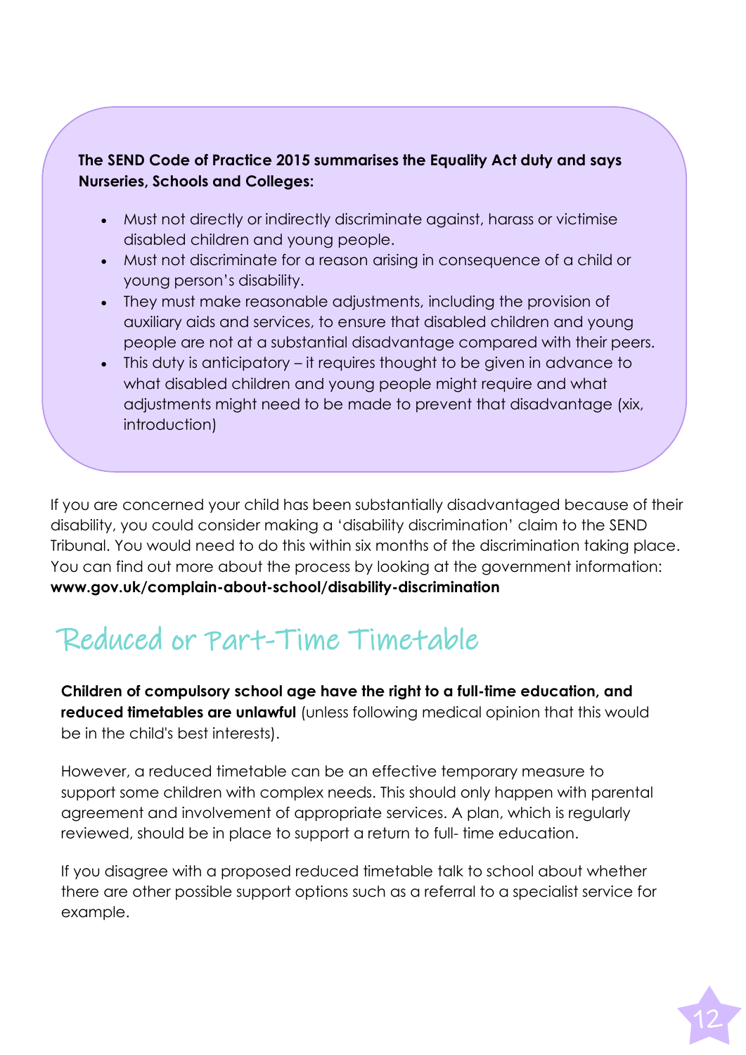**The SEND Code of Practice 2015 summarises the Equality Act duty and says Nurseries, Schools and Colleges:**

- Must not directly or indirectly discriminate against, harass or victimise disabled children and young people.
- Must not discriminate for a reason arising in consequence of a child or young person's disability.
- They must make reasonable adjustments, including the provision of auxiliary aids and services, to ensure that disabled children and young people are not at a substantial disadvantage compared with their peers.
- This duty is anticipatory – it requires thought to be given in advance to what disabled children and young people might require and what adjustments might need to be made to prevent that disadvantage (xix, introduction)

If you are concerned your child has been substantially disadvantaged because of their disability, you could consider making a 'disability discrimination' claim to the SEND Tribunal. You would need to do this within six months of the discrimination taking place. You can find out more about the process by looking at the government information: **www.gov.uk/complain-about-school/disability-discrimination**

## Reduced or Part-Time Timetable

**Children of compulsory school age have the right to a full-time education, and reduced timetables are unlawful** (unless following medical opinion that this would be in the child's best interests).

However, a reduced timetable can be an effective temporary measure to support some children with complex needs. This should only happen with parental agreement and involvement of appropriate services. A plan, which is regularly reviewed, should be in place to support a return to full- time education.

If you disagree with a proposed reduced timetable talk to school about whether there are other possible support options such as a referral to a specialist service for example.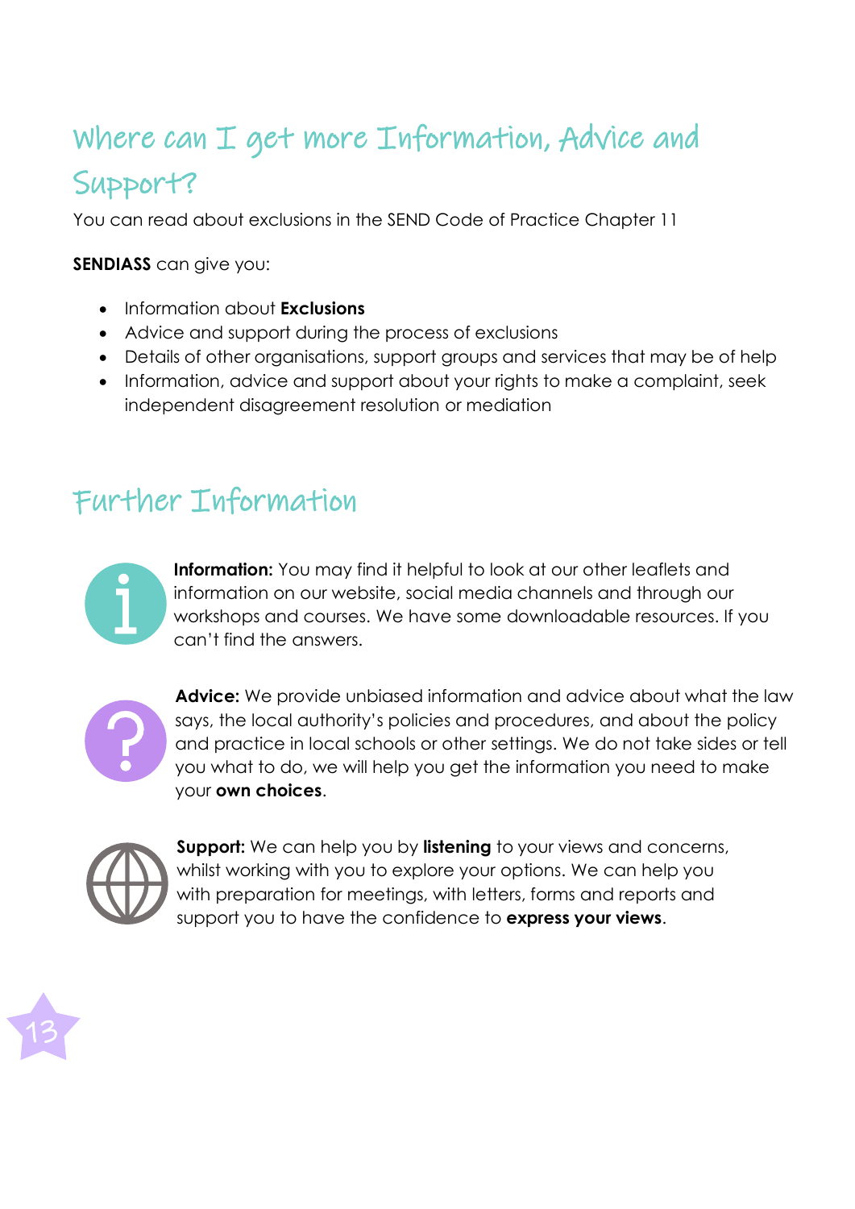## Where can I get more Information, Advice and Support?

You can read about exclusions in the SEND Code of Practice Chapter 11

**SENDIASS** can give you:

- Information about **Exclusions**
- Advice and support during the process of exclusions
- Details of other organisations, support groups and services that may be of help
- Information, advice and support about your rights to make a complaint, seek independent disagreement resolution or mediation

## Further Information

**Information:** You may find it helpful to look at our other leaflets and information on our website, social media channels and through our workshops and courses. We have some downloadable resources. If you can't find the answers.

**Advice:** We provide unbiased information and advice about what the law says, the local authority's policies and procedures, and about the policy and practice in local schools or other settings. We do not take sides or tell you what to do, we will help you get the information you need to make your **own choices**.

**Support:** We can help you by **listening** to your views and concerns, whilst working with you to explore your options. We can help you with preparation for meetings, with letters, forms and reports and support you to have the confidence to **express your views**.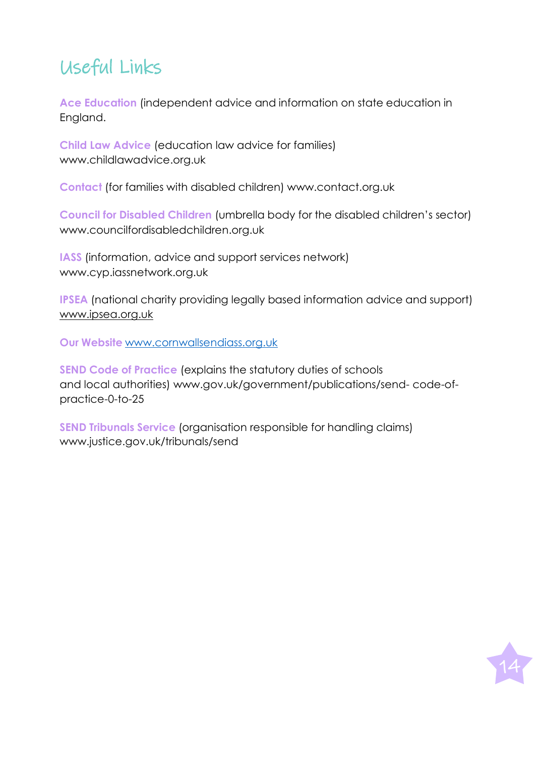# Useful Links

**Ace Education** (independent advice and information on state education in England.

**Child Law Advice** (education law advice for families) www.childlawadvice.org.uk

**Contact** (for families with disabled children) www.contact.org.uk

**Council for Disabled Children** (umbrella body for the disabled children's sector) www.councilfordisabledchildren.org.uk

**IASS** (information, advice and support services network) www.cyp.iassnetwork.org.uk

**IPSEA** (national charity providing legally based information advice and support) www.ipsea.org.uk

**Our Website** www.cornwallsendiass.org.uk

**SEND Code of Practice** (explains the statutory duties of schools and local authorities) www.gov.uk/government/publications/send- code-of-practice-0-to-25

**SEND Tribunals Service** (organisation responsible for handling claims) www.justice.gov.uk/tribunals/send